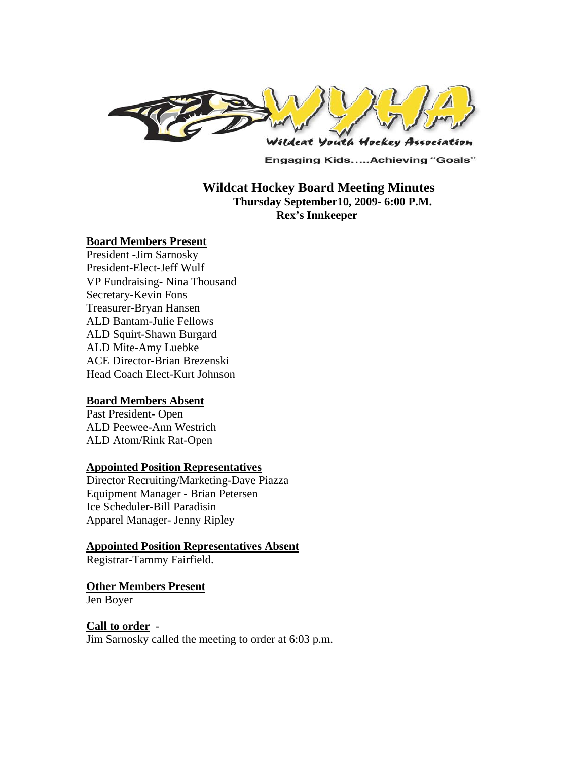Wildcat Youth Hockey Association

Engaging Kids.....Achieving "Goals"

# Wildcat Hockey Board Meeting Minutes

**Thursday September10, 2009- 6:00 P.M.**

**Rex's Innkeeper**

## Board Members Present

President -Jim Sarnosky
President-Elect-Jeff Wulf
VP Fundraising- Nina Thousand
Secretary-Kevin Fons
Treasurer-Bryan Hansen
ALD Bantam-Julie Fellows
ALD Squirt-Shawn Burgard
ALD Mite-Amy Luebke
ACE Director-Brian Brezenski
Head Coach Elect-Kurt Johnson

## Board Members Absent

Past President- Open
ALD Peewee-Ann Westrich
ALD Atom/Rink Rat-Open

## Appointed Position Representatives

Director Recruiting/Marketing-Dave Piazza
Equipment Manager - Brian Petersen
Ice Scheduler-Bill Paradisin
Apparel Manager- Jenny Ripley

## Appointed Position Representatives Absent

Registrar-Tammy Fairfield.

## Other Members Present

Jen Boyer

## Call to order -

Jim Sarnosky called the meeting to order at 6:03 p.m.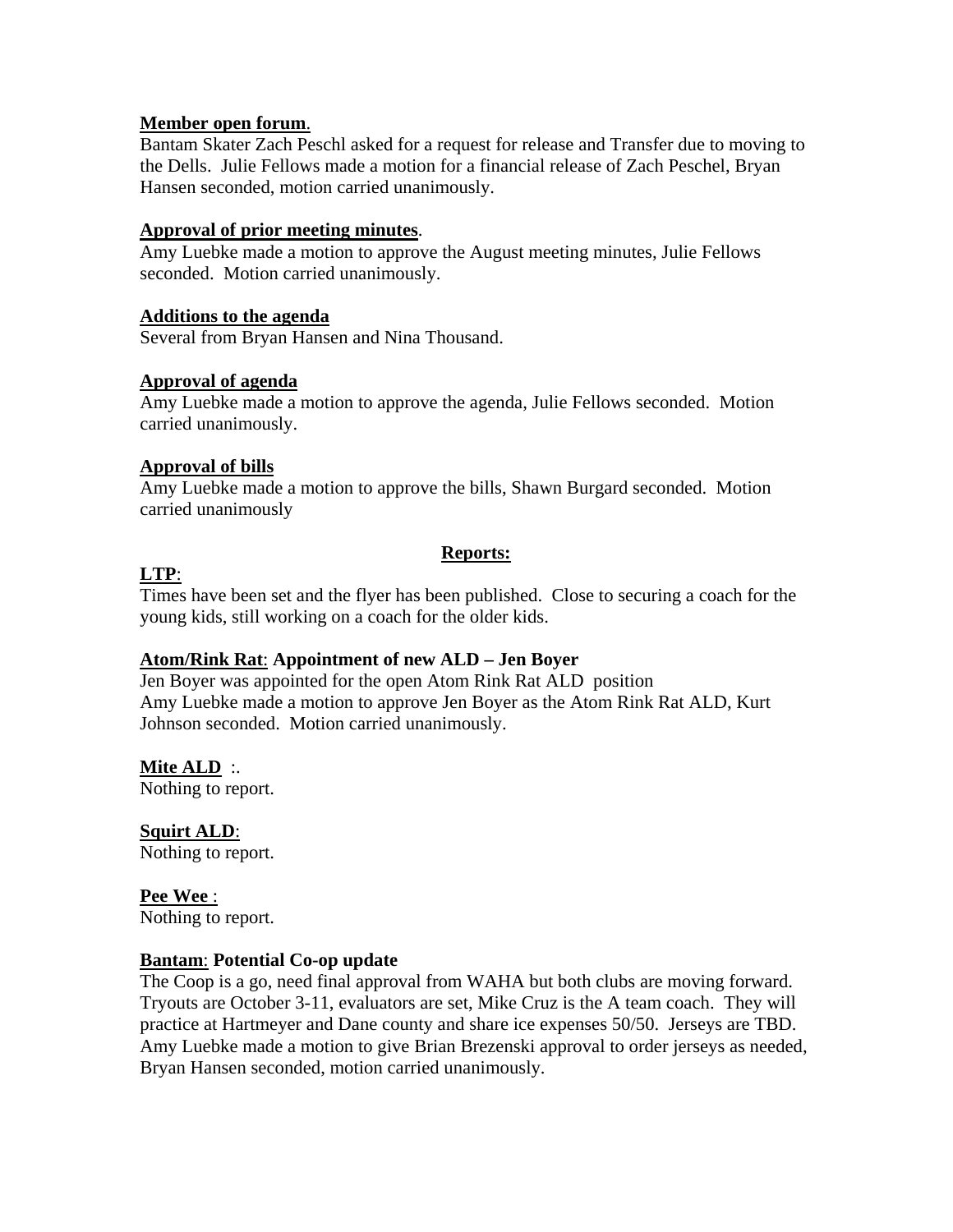**Member open forum**.
Bantam Skater Zach Peschl asked for a request for release and Transfer due to moving to the Dells. Julie Fellows made a motion for a financial release of Zach Peschel, Bryan Hansen seconded, motion carried unanimously.

**Approval of prior meeting minutes**.
Amy Luebke made a motion to approve the August meeting minutes, Julie Fellows seconded. Motion carried unanimously.

**Additions to the agenda**
Several from Bryan Hansen and Nina Thousand.

**Approval of agenda**
Amy Luebke made a motion to approve the agenda, Julie Fellows seconded. Motion carried unanimously.

**Approval of bills**
Amy Luebke made a motion to approve the bills, Shawn Burgard seconded. Motion carried unanimously

## Reports:

**LTP**:
Times have been set and the flyer has been published. Close to securing a coach for the young kids, still working on a coach for the older kids.

**Atom/Rink Rat**: **Appointment of new ALD – Jen Boyer**
Jen Boyer was appointed for the open Atom Rink Rat ALD position
Amy Luebke made a motion to approve Jen Boyer as the Atom Rink Rat ALD, Kurt Johnson seconded. Motion carried unanimously.

**Mite ALD** :.
Nothing to report.

**Squirt ALD**:
Nothing to report.

**Pee Wee** :
Nothing to report.

**Bantam**: **Potential Co-op update**
The Coop is a go, need final approval from WAHA but both clubs are moving forward. Tryouts are October 3-11, evaluators are set, Mike Cruz is the A team coach. They will practice at Hartmeyer and Dane county and share ice expenses 50/50. Jerseys are TBD. Amy Luebke made a motion to give Brian Brezenski approval to order jerseys as needed, Bryan Hansen seconded, motion carried unanimously.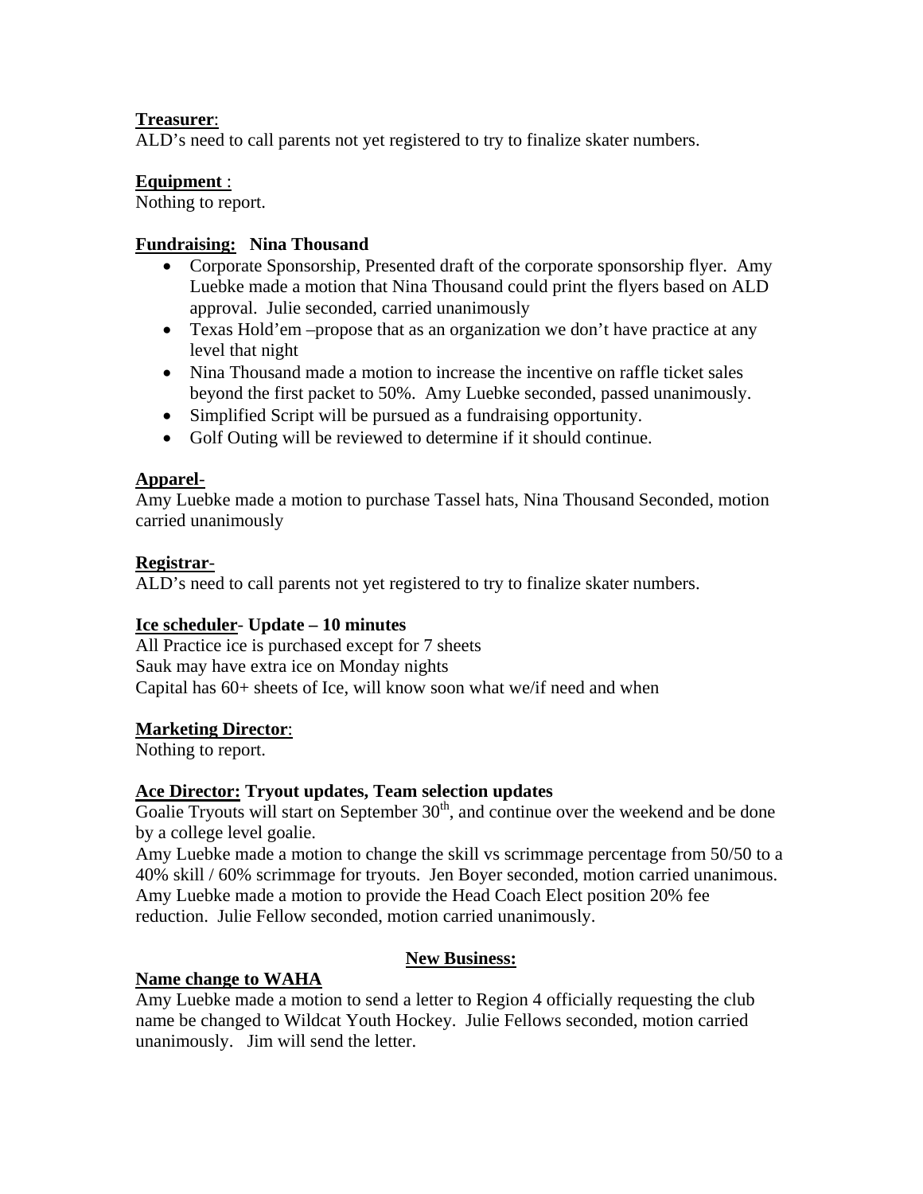**Treasurer**:
ALD's need to call parents not yet registered to try to finalize skater numbers.

**Equipment** :
Nothing to report.

**Fundraising: Nina Thousand**

- Corporate Sponsorship, Presented draft of the corporate sponsorship flyer. Amy Luebke made a motion that Nina Thousand could print the flyers based on ALD approval. Julie seconded, carried unanimously
- Texas Hold'em –propose that as an organization we don't have practice at any level that night
- Nina Thousand made a motion to increase the incentive on raffle ticket sales beyond the first packet to 50%. Amy Luebke seconded, passed unanimously.
- Simplified Script will be pursued as a fundraising opportunity.
- Golf Outing will be reviewed to determine if it should continue.

**Apparel-**
Amy Luebke made a motion to purchase Tassel hats, Nina Thousand Seconded, motion carried unanimously

**Registrar-**
ALD's need to call parents not yet registered to try to finalize skater numbers.

**Ice scheduler- Update – 10 minutes**
All Practice ice is purchased except for 7 sheets
Sauk may have extra ice on Monday nights
Capital has 60+ sheets of Ice, will know soon what we/if need and when

**Marketing Director**:
Nothing to report.

**Ace Director: Tryout updates, Team selection updates**
Goalie Tryouts will start on September 30th, and continue over the weekend and be done by a college level goalie.
Amy Luebke made a motion to change the skill vs scrimmage percentage from 50/50 to a 40% skill / 60% scrimmage for tryouts. Jen Boyer seconded, motion carried unanimous.
Amy Luebke made a motion to provide the Head Coach Elect position 20% fee reduction. Julie Fellow seconded, motion carried unanimously.

**New Business:**

**Name change to WAHA**
Amy Luebke made a motion to send a letter to Region 4 officially requesting the club name be changed to Wildcat Youth Hockey. Julie Fellows seconded, motion carried unanimously. Jim will send the letter.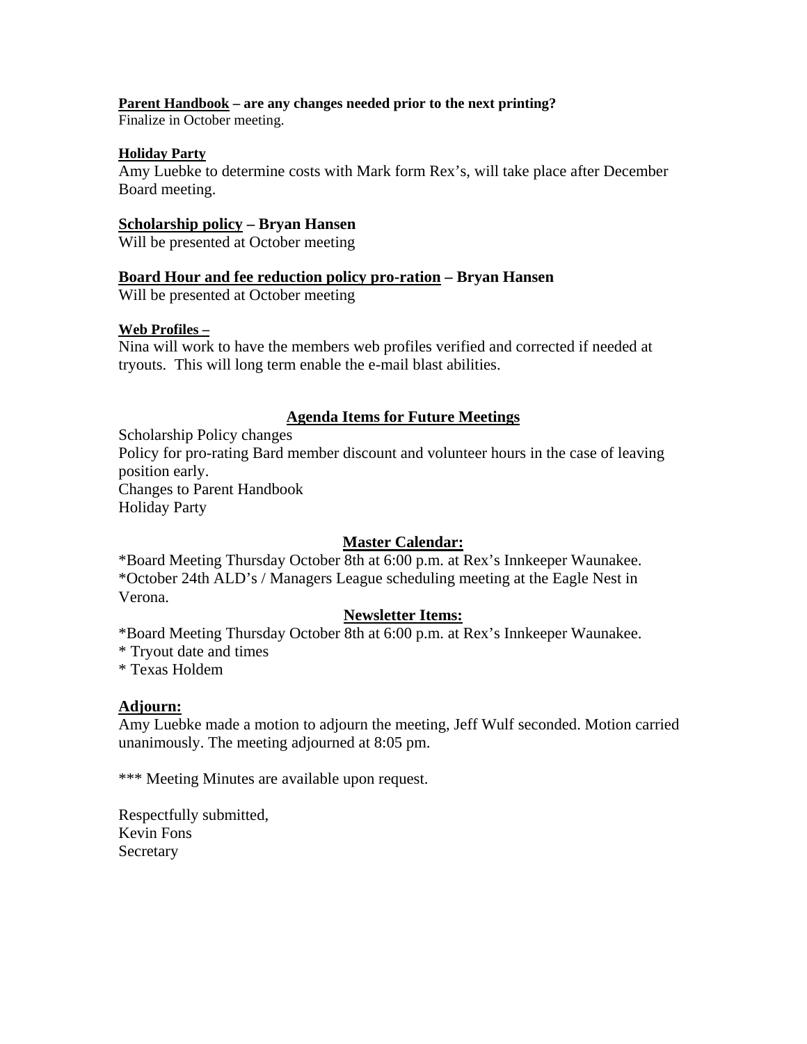**<u>Parent Handbook</u> – are any changes needed prior to the next printing?**
Finalize in October meeting.

**<u>Holiday Party</u>**
Amy Luebke to determine costs with Mark form Rex's, will take place after December Board meeting.

**<u>Scholarship policy</u> – Bryan Hansen**
Will be presented at October meeting

**<u>Board Hour and fee reduction policy pro-ration</u> – Bryan Hansen**
Will be presented at October meeting

**<u>Web Profiles –</u>**
Nina will work to have the members web profiles verified and corrected if needed at tryouts. This will long term enable the e-mail blast abilities.

## <u>Agenda Items for Future Meetings</u>

Scholarship Policy changes
Policy for pro-rating Bard member discount and volunteer hours in the case of leaving position early.
Changes to Parent Handbook
Holiday Party

## <u>Master Calendar:</u>

*Board Meeting Thursday October 8th at 6:00 p.m. at Rex's Innkeeper Waunakee.
*October 24th ALD's / Managers League scheduling meeting at the Eagle Nest in Verona.

## <u>Newsletter Items:</u>

*Board Meeting Thursday October 8th at 6:00 p.m. at Rex's Innkeeper Waunakee.
* Tryout date and times
* Texas Holdem

**<u>Adjourn:</u>**
Amy Luebke made a motion to adjourn the meeting, Jeff Wulf seconded. Motion carried unanimously. The meeting adjourned at 8:05 pm.

*** Meeting Minutes are available upon request.

Respectfully submitted,
Kevin Fons
Secretary